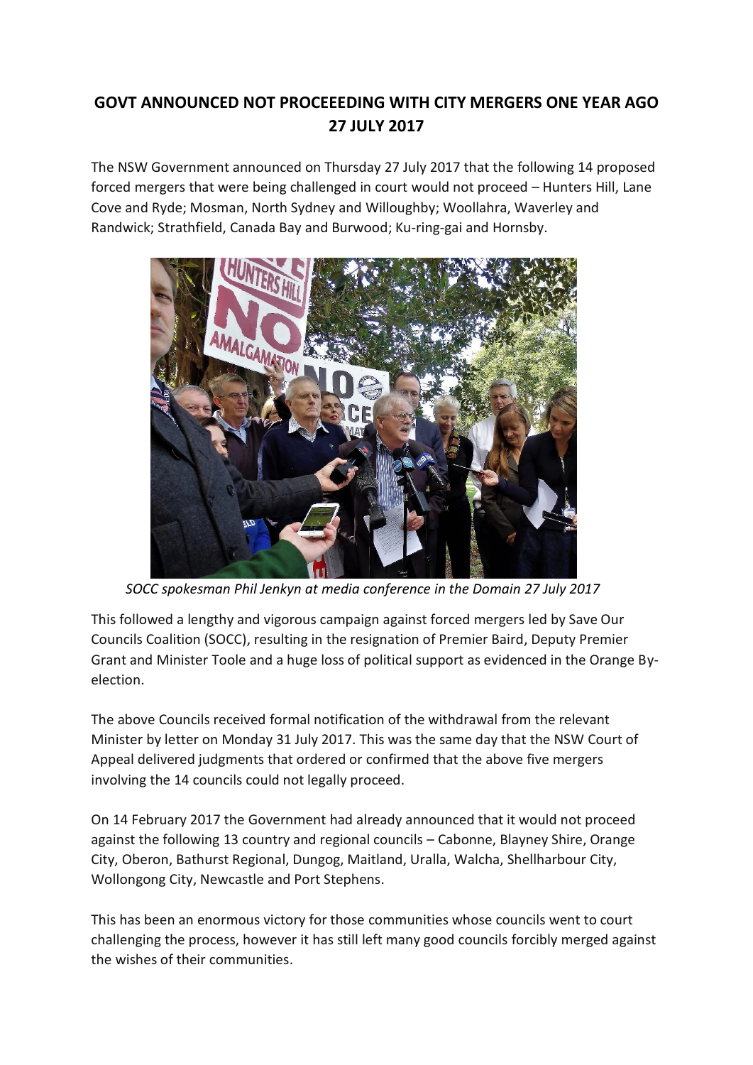# GOVT ANNOUNCED NOT PROCEEEDING WITH CITY MERGERS ONE YEAR AGO 27 JULY 2017

The NSW Government announced on Thursday 27 July 2017 that the following 14 proposed forced mergers that were being challenged in court would not proceed – Hunters Hill, Lane Cove and Ryde; Mosman, North Sydney and Willoughby; Woollahra, Waverley and Randwick; Strathfield, Canada Bay and Burwood; Ku-ring-gai and Hornsby.

*SOCC spokesman Phil Jenkyn at media conference in the Domain 27 July 2017*

This followed a lengthy and vigorous campaign against forced mergers led by Save Our Councils Coalition (SOCC), resulting in the resignation of Premier Baird, Deputy Premier Grant and Minister Toole and a huge loss of political support as evidenced in the Orange By-election.

The above Councils received formal notification of the withdrawal from the relevant Minister by letter on Monday 31 July 2017. This was the same day that the NSW Court of Appeal delivered judgments that ordered or confirmed that the above five mergers involving the 14 councils could not legally proceed.

On 14 February 2017 the Government had already announced that it would not proceed against the following 13 country and regional councils – Cabonne, Blayney Shire, Orange City, Oberon, Bathurst Regional, Dungog, Maitland, Uralla, Walcha, Shellharbour City, Wollongong City, Newcastle and Port Stephens.

This has been an enormous victory for those communities whose councils went to court challenging the process, however it has still left many good councils forcibly merged against the wishes of their communities.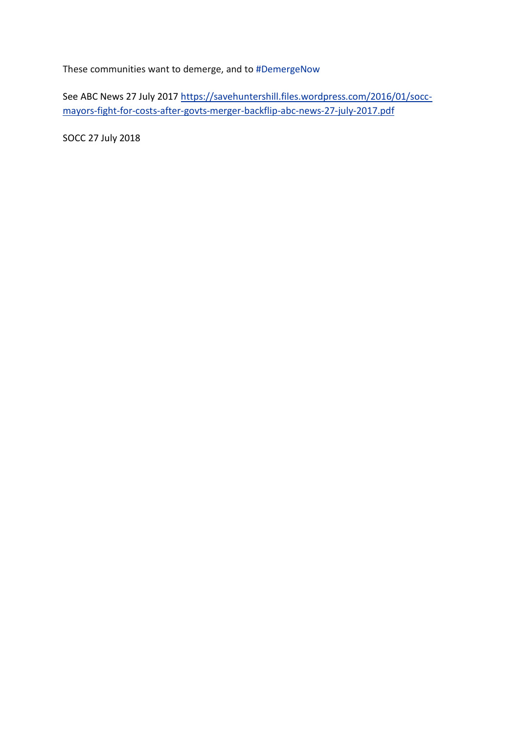These communities want to demerge, and to #DemergeNow

See ABC News 27 July 2017 https://savehuntershill.files.wordpress.com/2016/01/socc-mayors-fight-for-costs-after-govts-merger-backflip-abc-news-27-july-2017.pdf

SOCC 27 July 2018